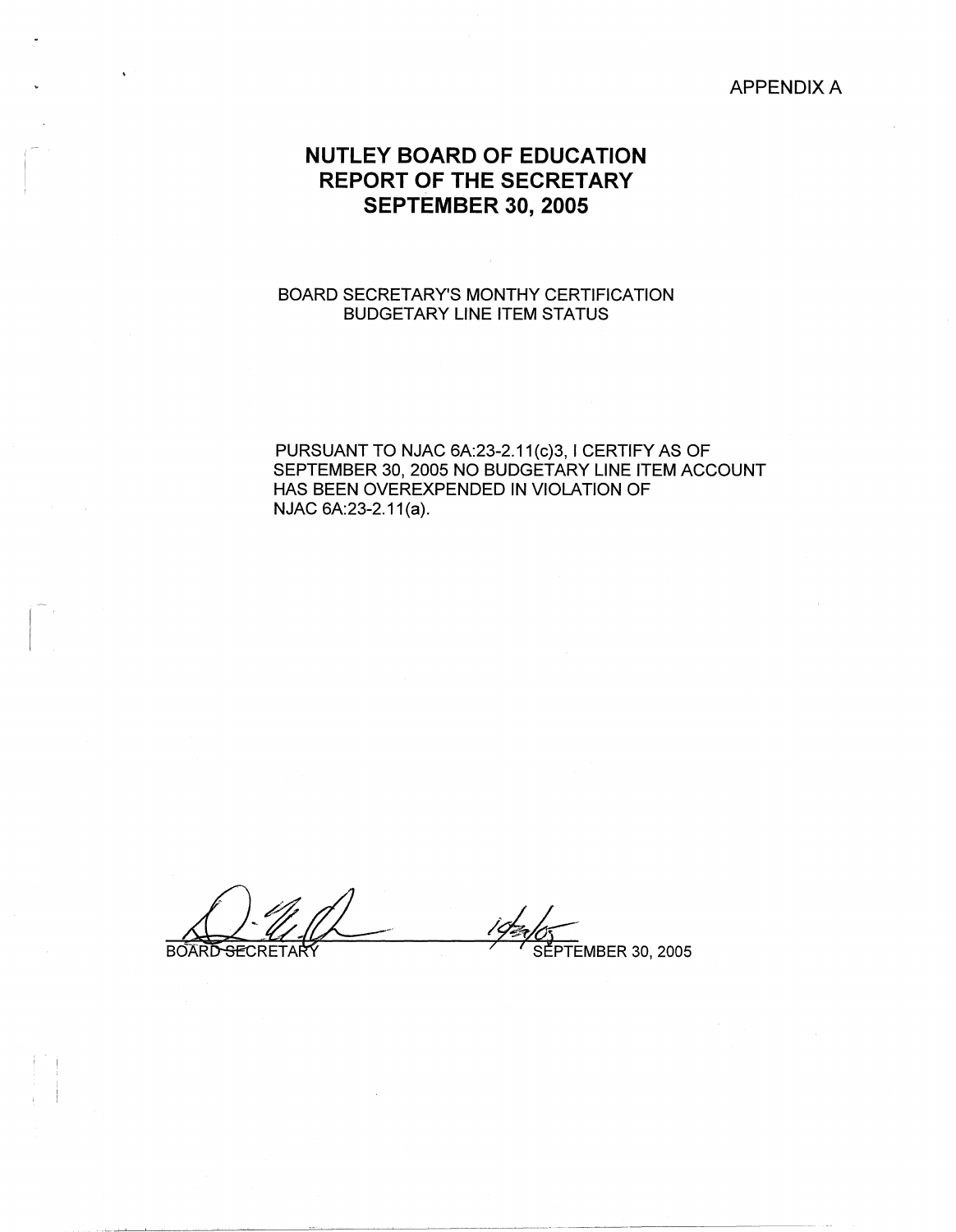APPENDIX A

# NUTLEY BOARD OF EDUCATION
# REPORT OF THE SECRETARY
# SEPTEMBER 30, 2005

BOARD SECRETARY'S MONTHY CERTIFICATION
BUDGETARY LINE ITEM STATUS

PURSUANT TO NJAC 6A:23-2.11(c)3, I CERTIFY AS OF SEPTEMBER 30, 2005 NO BUDGETARY LINE ITEM ACCOUNT HAS BEEN OVEREXPENDED IN VIOLATION OF NJAC 6A:23-2.11(a).

BOARD SECRETARY

10/24/05

SEPTEMBER 30, 2005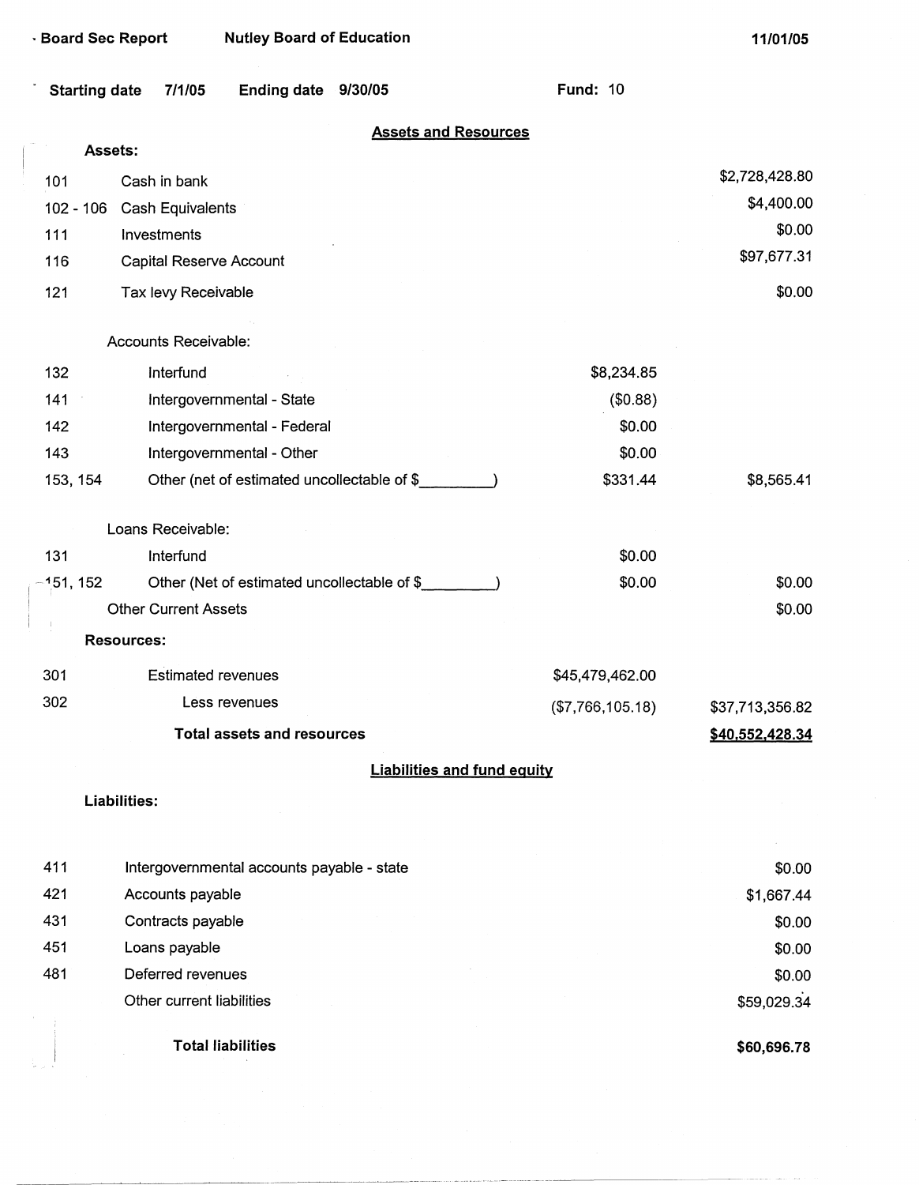Board Sec Report | Nutley Board of Education | 11/01/05

Starting date 7/1/05 | Ending date 9/30/05 | Fund: 10

## Assets and Resources

| Code | Description | | Amount |
|---|---|---|---|
| | **Assets:** | | |
| 101 | Cash in bank | | $2,728,428.80 |
| 102 - 106 | Cash Equivalents | | $4,400.00 |
| 111 | Investments | | $0.00 |
| 116 | Capital Reserve Account | | $97,677.31 |
| 121 | Tax levy Receivable | | $0.00 |
| | Accounts Receivable: | | |
| 132 | Interfund | $8,234.85 | |
| 141 | Intergovernmental - State | ($0.88) | |
| 142 | Intergovernmental - Federal | $0.00 | |
| 143 | Intergovernmental - Other | $0.00 | |
| 153, 154 | Other (net of estimated uncollectable of $________) | $331.44 | $8,565.41 |
| | Loans Receivable: | | |
| 131 | Interfund | $0.00 | |
| 151, 152 | Other (Net of estimated uncollectable of $________) | $0.00 | $0.00 |
| | Other Current Assets | | $0.00 |
| | **Resources:** | | |
| 301 | Estimated revenues | $45,479,462.00 | |
| 302 | Less revenues | ($7,766,105.18) | $37,713,356.82 |
| | **Total assets and resources** | | **$40,552,428.34** |

## Liabilities and fund equity

| Code | Description | Amount |
|---|---|---|
| | **Liabilities:** | |
| 411 | Intergovernmental accounts payable - state | $0.00 |
| 421 | Accounts payable | $1,667.44 |
| 431 | Contracts payable | $0.00 |
| 451 | Loans payable | $0.00 |
| 481 | Deferred revenues | $0.00 |
| | Other current liabilities | $59,029.34 |
| | **Total liabilities** | **$60,696.78** |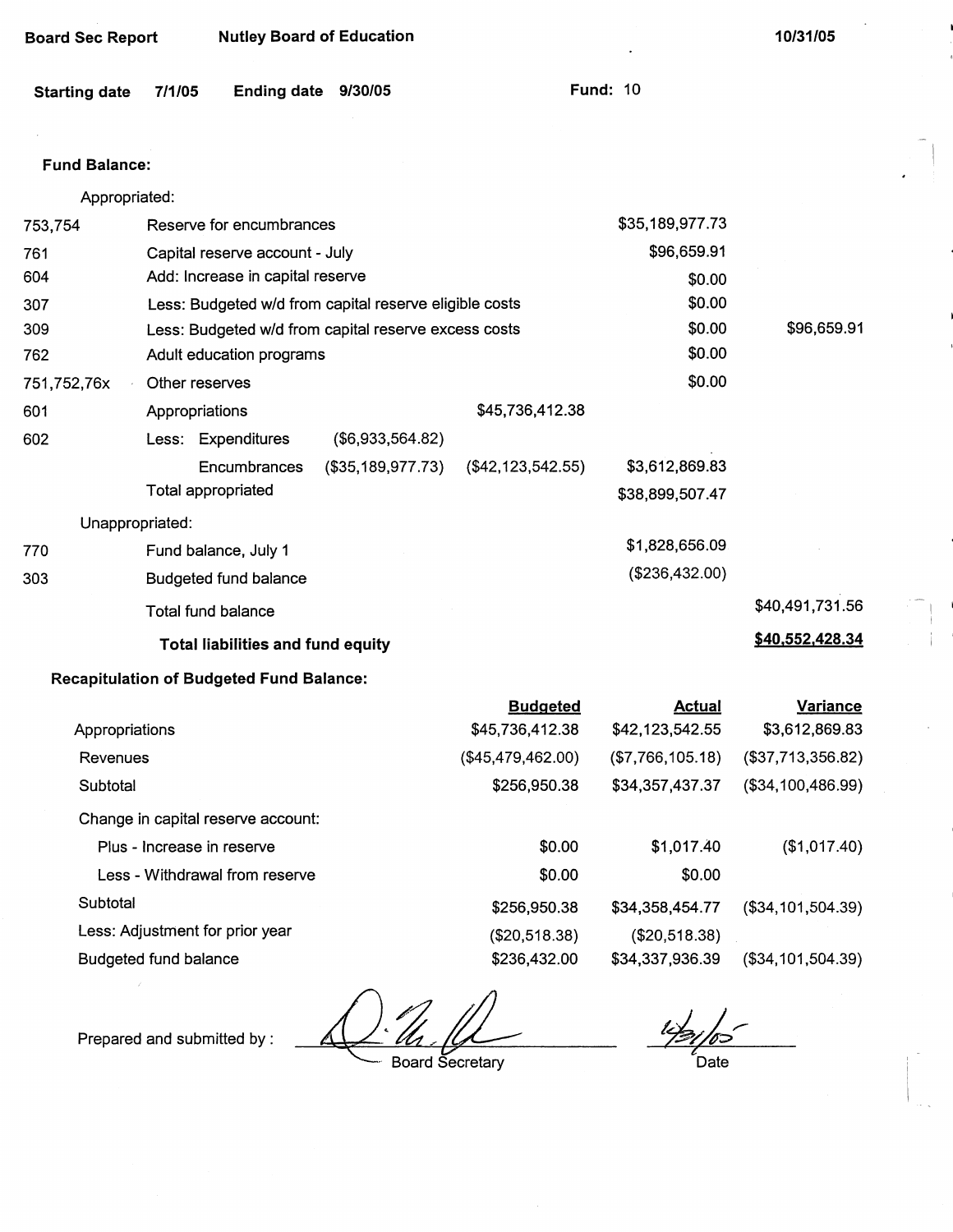**Board Sec Report** | **Nutley Board of Education** | **10/31/05**

**Starting date** 7/1/05 **Ending date** 9/30/05 **Fund:** 10

**Fund Balance:**

| | | | | | |
|---|---|---|---|---|---|
| | Appropriated: | | | | |
| 753,754 | Reserve for encumbrances | | | $35,189,977.73 | |
| 761 | Capital reserve account - July | | | $96,659.91 | |
| 604 | Add: Increase in capital reserve | | | $0.00 | |
| 307 | Less: Budgeted w/d from capital reserve eligible costs | | | $0.00 | |
| 309 | Less: Budgeted w/d from capital reserve excess costs | | | $0.00 | $96,659.91 |
| 762 | Adult education programs | | | $0.00 | |
| 751,752,76x | Other reserves | | | $0.00 | |
| 601 | Appropriations | | $45,736,412.38 | | |
| 602 | Less: Expenditures | ($6,933,564.82) | | | |
| | Encumbrances | ($35,189,977.73) | ($42,123,542.55) | $3,612,869.83 | |
| | Total appropriated | | | $38,899,507.47 | |
| | Unappropriated: | | | | |
| 770 | Fund balance, July 1 | | | $1,828,656.09 | |
| 303 | Budgeted fund balance | | | ($236,432.00) | |
| | Total fund balance | | | | $40,491,731.56 |
| | **Total liabilities and fund equity** | | | | **$40,552,428.34** |

**Recapitulation of Budgeted Fund Balance:**

| | Budgeted | Actual | Variance |
|---|---|---|---|
| Appropriations | $45,736,412.38 | $42,123,542.55 | $3,612,869.83 |
| Revenues | ($45,479,462.00) | ($7,766,105.18) | ($37,713,356.82) |
| Subtotal | $256,950.38 | $34,357,437.37 | ($34,100,486.99) |
| Change in capital reserve account: | | | |
| Plus - Increase in reserve | $0.00 | $1,017.40 | ($1,017.40) |
| Less - Withdrawal from reserve | $0.00 | $0.00 | |
| Subtotal | $256,950.38 | $34,358,454.77 | ($34,101,504.39) |
| Less: Adjustment for prior year | ($20,518.38) | ($20,518.38) | |
| Budgeted fund balance | $236,432.00 | $34,337,936.39 | ($34,101,504.39) |

Prepared and submitted by : ____________________ Board Secretary     10/31/05 Date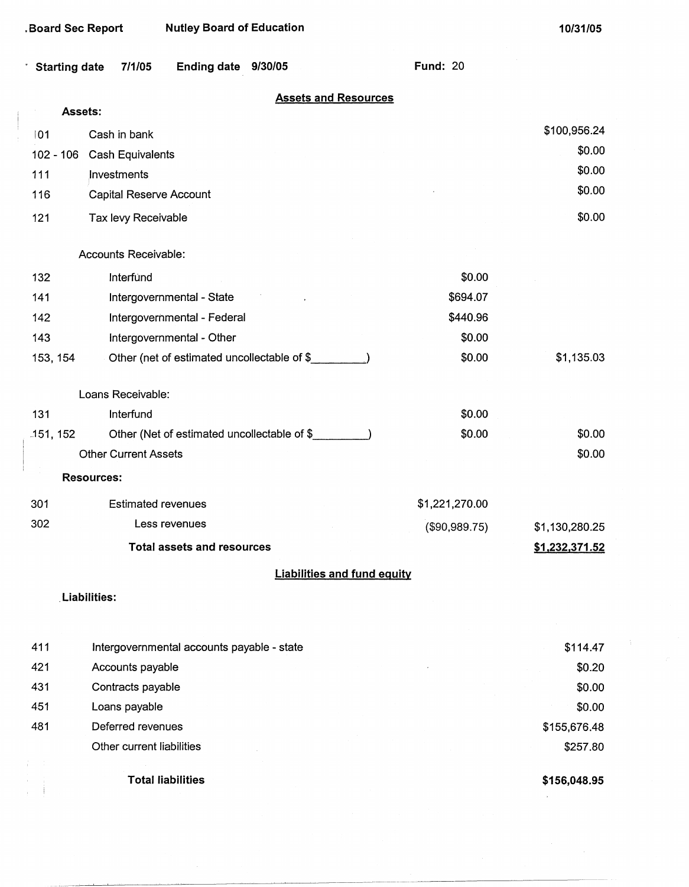**Board Sec Report** **Nutley Board of Education** **10/31/05**

**Starting date 7/1/05** **Ending date 9/30/05** **Fund:** 20

## Assets and Resources

**Assets:**

| | | | |
|---|---|---|---|
| 101 | Cash in bank | | $100,956.24 |
| 102 - 106 | Cash Equivalents | | $0.00 |
| 111 | Investments | | $0.00 |
| 116 | Capital Reserve Account | | $0.00 |
| 121 | Tax levy Receivable | | $0.00 |
| | Accounts Receivable: | | |
| 132 | Interfund | $0.00 | |
| 141 | Intergovernmental - State | $694.07 | |
| 142 | Intergovernmental - Federal | $440.96 | |
| 143 | Intergovernmental - Other | $0.00 | |
| 153, 154 | Other (net of estimated uncollectable of $_________) | $0.00 | $1,135.03 |
| | Loans Receivable: | | |
| 131 | Interfund | $0.00 | |
| 151, 152 | Other (Net of estimated uncollectable of $_________) | $0.00 | $0.00 |
| | Other Current Assets | | $0.00 |

**Resources:**

| | | | |
|---|---|---|---|
| 301 | Estimated revenues | $1,221,270.00 | |
| 302 | Less revenues | ($90,989.75) | $1,130,280.25 |
| | **Total assets and resources** | | **$1,232,371.52** |

## Liabilities and fund equity

**Liabilities:**

| | | |
|---|---|---|
| 411 | Intergovernmental accounts payable - state | $114.47 |
| 421 | Accounts payable | $0.20 |
| 431 | Contracts payable | $0.00 |
| 451 | Loans payable | $0.00 |
| 481 | Deferred revenues | $155,676.48 |
| | Other current liabilities | $257.80 |
| | **Total liabilities** | **$156,048.95** |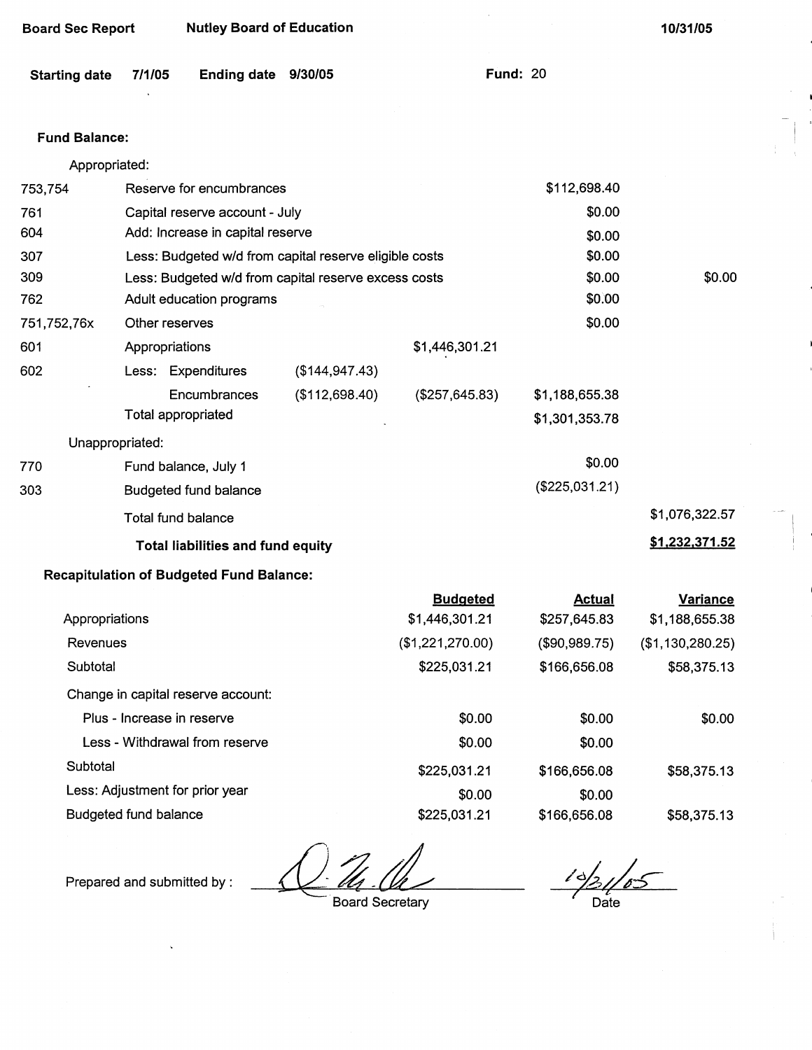Board Sec Report    Nutley Board of Education    10/31/05

Starting date 7/1/05    Ending date 9/30/05    Fund: 20

**Fund Balance:**

| | | | | | |
|---|---|---|---|---|---|
| | Appropriated: | | | | |
| 753,754 | Reserve for encumbrances | | | $112,698.40 | |
| 761 | Capital reserve account - July | | | $0.00 | |
| 604 | Add: Increase in capital reserve | | | $0.00 | |
| 307 | Less: Budgeted w/d from capital reserve eligible costs | | | $0.00 | |
| 309 | Less: Budgeted w/d from capital reserve excess costs | | | $0.00 | $0.00 |
| 762 | Adult education programs | | | $0.00 | |
| 751,752,76x | Other reserves | | | $0.00 | |
| 601 | Appropriations | | $1,446,301.21 | | |
| 602 | Less: Expenditures | ($144,947.43) | | | |
| | Encumbrances | ($112,698.40) | ($257,645.83) | $1,188,655.38 | |
| | Total appropriated | | | $1,301,353.78 | |
| | Unappropriated: | | | | |
| 770 | Fund balance, July 1 | | | $0.00 | |
| 303 | Budgeted fund balance | | | ($225,031.21) | |
| | Total fund balance | | | | $1,076,322.57 |
| | **Total liabilities and fund equity** | | | | **$1,232,371.52** |

**Recapitulation of Budgeted Fund Balance:**

| | Budgeted | Actual | Variance |
|---|---|---|---|
| Appropriations | $1,446,301.21 | $257,645.83 | $1,188,655.38 |
| Revenues | ($1,221,270.00) | ($90,989.75) | ($1,130,280.25) |
| Subtotal | $225,031.21 | $166,656.08 | $58,375.13 |
| Change in capital reserve account: | | | |
| Plus - Increase in reserve | $0.00 | $0.00 | $0.00 |
| Less - Withdrawal from reserve | $0.00 | $0.00 | |
| Subtotal | $225,031.21 | $166,656.08 | $58,375.13 |
| Less: Adjustment for prior year | $0.00 | $0.00 | |
| Budgeted fund balance | $225,031.21 | $166,656.08 | $58,375.13 |

Prepared and submitted by : _______________ Board Secretary    10/31/05 Date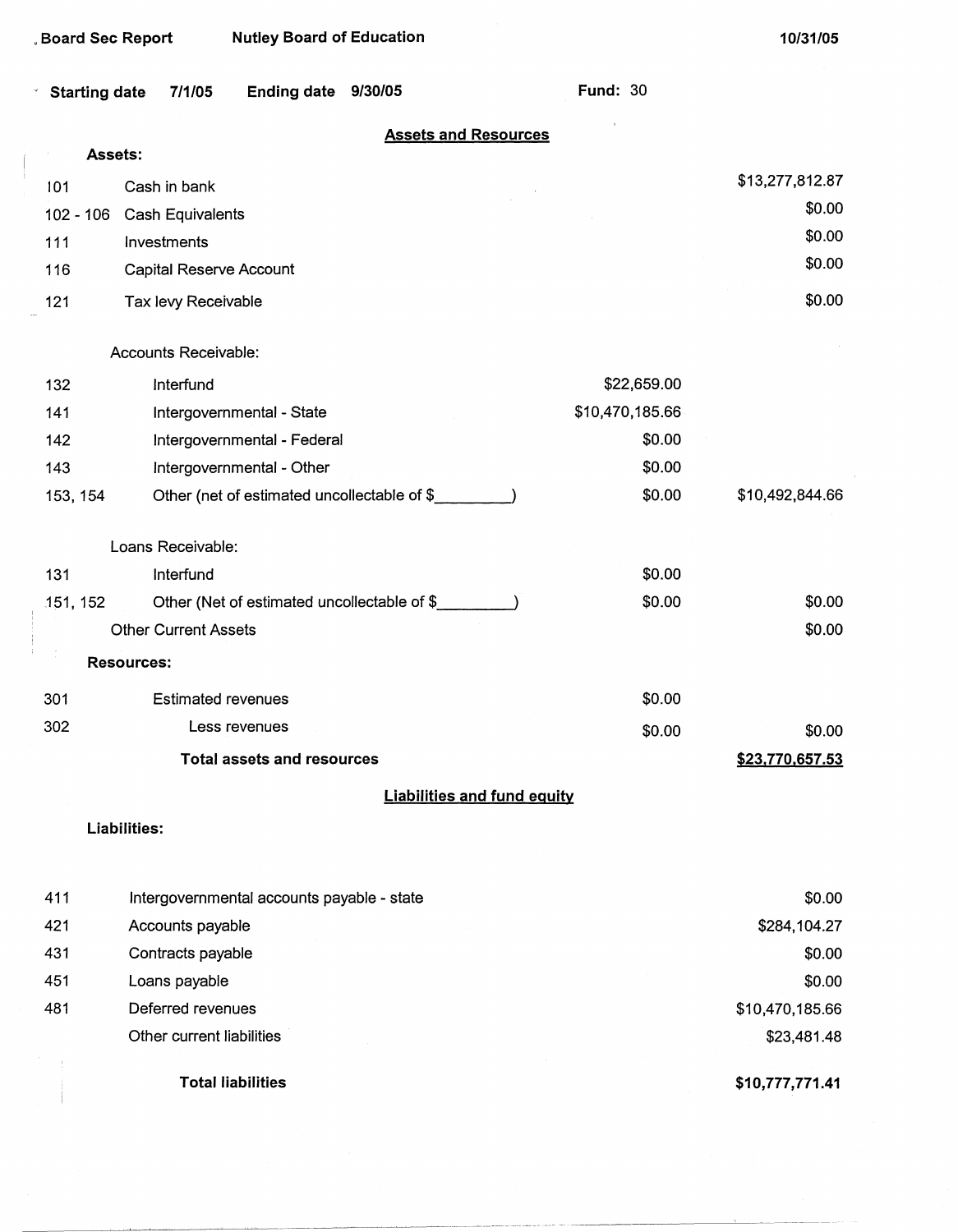Board Sec Report    Nutley Board of Education    10/31/05

Starting date 7/1/05    Ending date 9/30/05    Fund: 30

## Assets and Resources

**Assets:**

| Code | Description | | |
|---|---|---|---|
| 101 | Cash in bank | | $13,277,812.87 |
| 102 - 106 | Cash Equivalents | | $0.00 |
| 111 | Investments | | $0.00 |
| 116 | Capital Reserve Account | | $0.00 |
| 121 | Tax levy Receivable | | $0.00 |
| | Accounts Receivable: | | |
| 132 | Interfund | $22,659.00 | |
| 141 | Intergovernmental - State | $10,470,185.66 | |
| 142 | Intergovernmental - Federal | $0.00 | |
| 143 | Intergovernmental - Other | $0.00 | |
| 153, 154 | Other (net of estimated uncollectable of $\_\_\_\_\_\_\_\_\_) | $0.00 | $10,492,844.66 |
| | Loans Receivable: | | |
| 131 | Interfund | $0.00 | |
| 151, 152 | Other (Net of estimated uncollectable of $\_\_\_\_\_\_\_\_\_) | $0.00 | $0.00 |
| | Other Current Assets | | $0.00 |
| | **Resources:** | | |
| 301 | Estimated revenues | $0.00 | |
| 302 | Less revenues | $0.00 | $0.00 |
| | **Total assets and resources** | | **$23,770,657.53** |

## Liabilities and fund equity

**Liabilities:**

| Code | Description | |
|---|---|---|
| 411 | Intergovernmental accounts payable - state | $0.00 |
| 421 | Accounts payable | $284,104.27 |
| 431 | Contracts payable | $0.00 |
| 451 | Loans payable | $0.00 |
| 481 | Deferred revenues | $10,470,185.66 |
| | Other current liabilities | $23,481.48 |
| | **Total liabilities** | **$10,777,771.41** |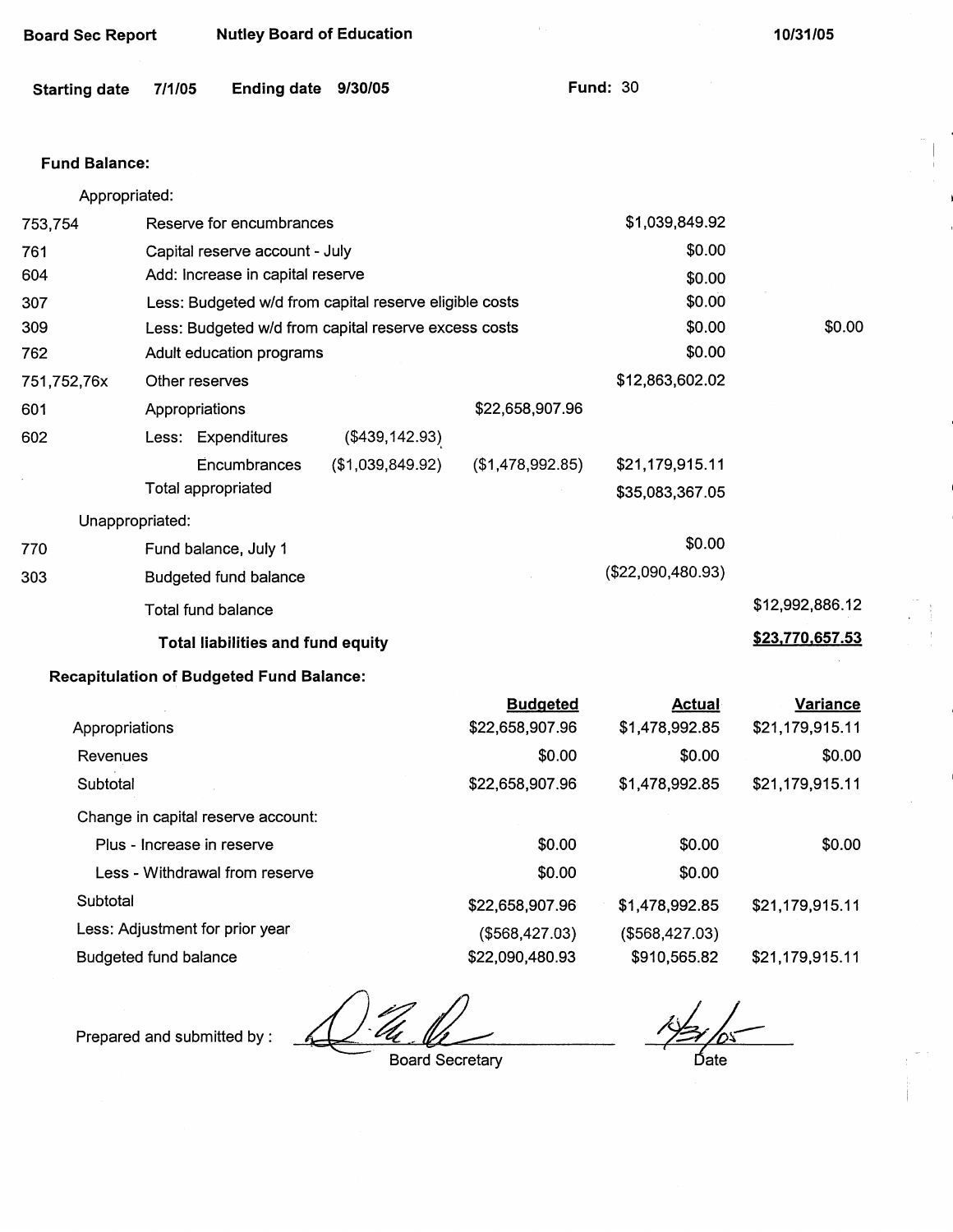**Board Sec Report** **Nutley Board of Education** **10/31/05**

**Starting date 7/1/05** **Ending date 9/30/05** **Fund:** 30

**Fund Balance:**

| Code | Description | | | | |
|---|---|---|---|---|---|
| | Appropriated: | | | | |
| 753,754 | Reserve for encumbrances | | | $1,039,849.92 | |
| 761 | Capital reserve account - July | | | $0.00 | |
| 604 | Add: Increase in capital reserve | | | $0.00 | |
| 307 | Less: Budgeted w/d from capital reserve eligible costs | | | $0.00 | |
| 309 | Less: Budgeted w/d from capital reserve excess costs | | | $0.00 | $0.00 |
| 762 | Adult education programs | | | $0.00 | |
| 751,752,76x | Other reserves | | | $12,863,602.02 | |
| 601 | Appropriations | | $22,658,907.96 | | |
| 602 | Less: Expenditures | ($439,142.93) | | | |
| | Encumbrances | ($1,039,849.92) | ($1,478,992.85) | $21,179,915.11 | |
| | Total appropriated | | | $35,083,367.05 | |
| | Unappropriated: | | | | |
| 770 | Fund balance, July 1 | | | $0.00 | |
| 303 | Budgeted fund balance | | | ($22,090,480.93) | |
| | Total fund balance | | | | $12,992,886.12 |
| | **Total liabilities and fund equity** | | | | **$23,770,657.53** |

**Recapitulation of Budgeted Fund Balance:**

| | Budgeted | Actual | Variance |
|---|---|---|---|
| Appropriations | $22,658,907.96 | $1,478,992.85 | $21,179,915.11 |
| Revenues | $0.00 | $0.00 | $0.00 |
| Subtotal | $22,658,907.96 | $1,478,992.85 | $21,179,915.11 |
| Change in capital reserve account: | | | |
| Plus - Increase in reserve | $0.00 | $0.00 | $0.00 |
| Less - Withdrawal from reserve | $0.00 | $0.00 | |
| Subtotal | $22,658,907.96 | $1,478,992.85 | $21,179,915.11 |
| Less: Adjustment for prior year | ($568,427.03) | ($568,427.03) | |
| Budgeted fund balance | $22,090,480.93 | $910,565.82 | $21,179,915.11 |

Prepared and submitted by : ____________________ Board Secretary    10/31/05 Date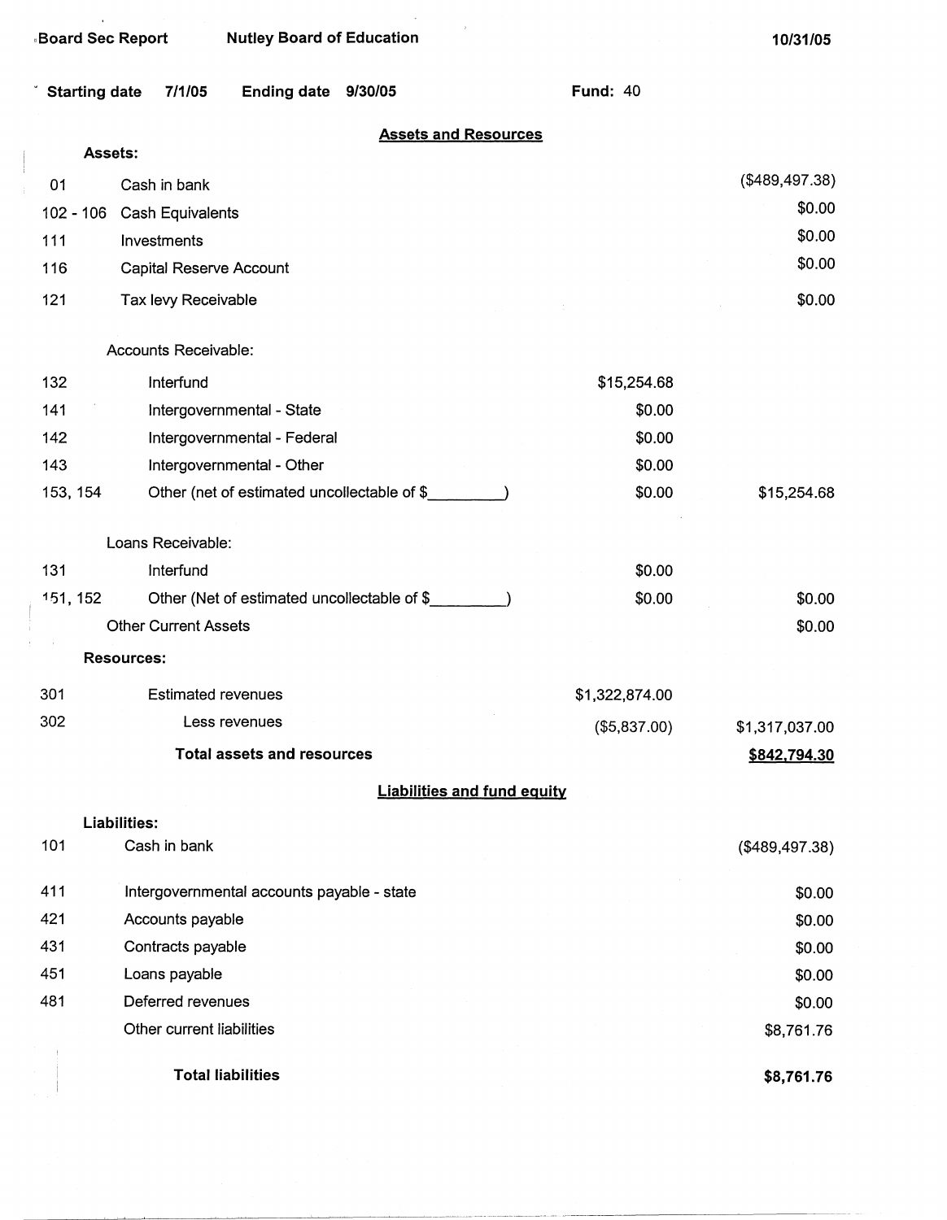Board Sec Report    Nutley Board of Education    10/31/05

Starting date 7/1/05    Ending date 9/30/05    Fund: 40

## Assets and Resources

| Code | Description | | |
|---|---|---|---|
| | **Assets:** | | |
| 01 | Cash in bank | | ($489,497.38) |
| 102 - 106 | Cash Equivalents | | $0.00 |
| 111 | Investments | | $0.00 |
| 116 | Capital Reserve Account | | $0.00 |
| 121 | Tax levy Receivable | | $0.00 |
| | Accounts Receivable: | | |
| 132 | Interfund | $15,254.68 | |
| 141 | Intergovernmental - State | $0.00 | |
| 142 | Intergovernmental - Federal | $0.00 | |
| 143 | Intergovernmental - Other | $0.00 | |
| 153, 154 | Other (net of estimated uncollectable of $_________) | $0.00 | $15,254.68 |
| | Loans Receivable: | | |
| 131 | Interfund | $0.00 | |
| 151, 152 | Other (Net of estimated uncollectable of $_________) | $0.00 | $0.00 |
| | Other Current Assets | | $0.00 |
| | **Resources:** | | |
| 301 | Estimated revenues | $1,322,874.00 | |
| 302 | Less revenues | ($5,837.00) | $1,317,037.00 |
| | **Total assets and resources** | | **$842,794.30** |

## Liabilities and fund equity

| Code | Description | |
|---|---|---|
| | **Liabilities:** | |
| 101 | Cash in bank | ($489,497.38) |
| 411 | Intergovernmental accounts payable - state | $0.00 |
| 421 | Accounts payable | $0.00 |
| 431 | Contracts payable | $0.00 |
| 451 | Loans payable | $0.00 |
| 481 | Deferred revenues | $0.00 |
| | Other current liabilities | $8,761.76 |
| | **Total liabilities** | **$8,761.76** |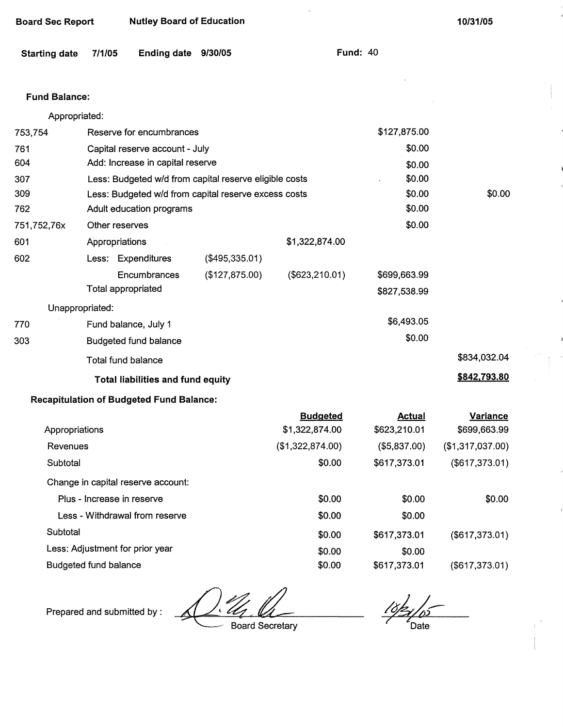Board Sec Report — Nutley Board of Education — 10/31/05

Starting date 7/1/05 — Ending date 9/30/05 — Fund: 40

**Fund Balance:**

| Code | Description | | | | |
|---|---|---|---|---|---|
| | Appropriated: | | | | |
| 753,754 | Reserve for encumbrances | | | $127,875.00 | |
| 761 | Capital reserve account - July | | | $0.00 | |
| 604 | Add: Increase in capital reserve | | | $0.00 | |
| 307 | Less: Budgeted w/d from capital reserve eligible costs | | | $0.00 | |
| 309 | Less: Budgeted w/d from capital reserve excess costs | | | $0.00 | $0.00 |
| 762 | Adult education programs | | | $0.00 | |
| 751,752,76x | Other reserves | | | $0.00 | |
| 601 | Appropriations | | $1,322,874.00 | | |
| 602 | Less: Expenditures | ($495,335.01) | | | |
| | Encumbrances | ($127,875.00) | ($623,210.01) | $699,663.99 | |
| | Total appropriated | | | $827,538.99 | |
| | Unappropriated: | | | | |
| 770 | Fund balance, July 1 | | | $6,493.05 | |
| 303 | Budgeted fund balance | | | $0.00 | |
| | Total fund balance | | | | $834,032.04 |
| | **Total liabilities and fund equity** | | | | **$842,793.80** |

**Recapitulation of Budgeted Fund Balance:**

| | Budgeted | Actual | Variance |
|---|---|---|---|
| Appropriations | $1,322,874.00 | $623,210.01 | $699,663.99 |
| Revenues | ($1,322,874.00) | ($5,837.00) | ($1,317,037.00) |
| Subtotal | $0.00 | $617,373.01 | ($617,373.01) |
| Change in capital reserve account: | | | |
| Plus - Increase in reserve | $0.00 | $0.00 | $0.00 |
| Less - Withdrawal from reserve | $0.00 | $0.00 | |
| Subtotal | $0.00 | $617,373.01 | ($617,373.01) |
| Less: Adjustment for prior year | $0.00 | $0.00 | |
| Budgeted fund balance | $0.00 | $617,373.01 | ($617,373.01) |

Prepared and submitted by : [signature] Board Secretary

10/31/05 Date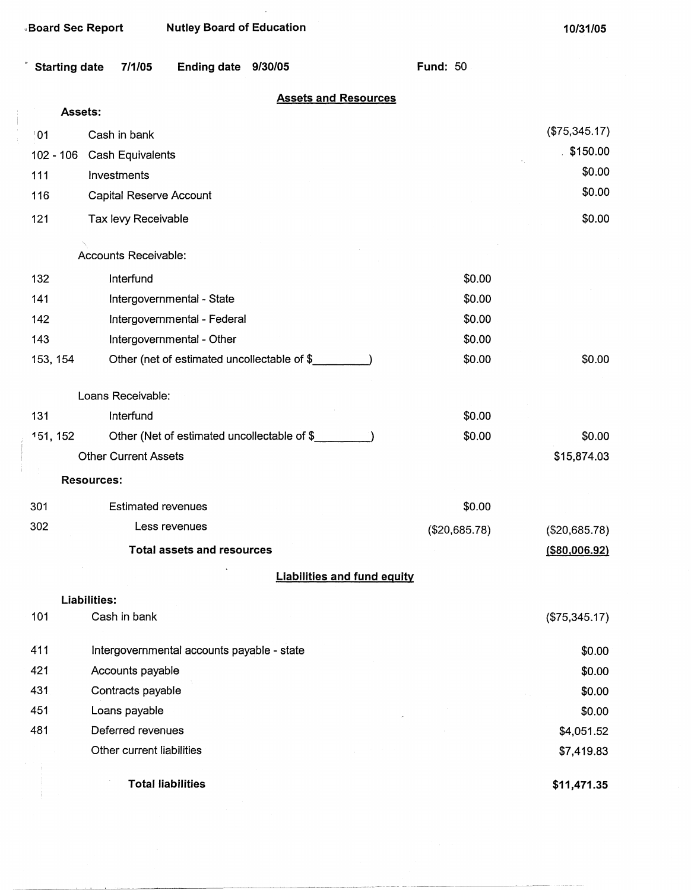Board Sec Report　　Nutley Board of Education　　10/31/05

Starting date 7/1/05　　Ending date 9/30/05　　Fund: 50

## Assets and Resources

**Assets:**

| Code | Description | | |
|---|---|---|---|
| 101 | Cash in bank | | ($75,345.17) |
| 102 - 106 | Cash Equivalents | | $150.00 |
| 111 | Investments | | $0.00 |
| 116 | Capital Reserve Account | | $0.00 |
| 121 | Tax levy Receivable | | $0.00 |
| | Accounts Receivable: | | |
| 132 | Interfund | $0.00 | |
| 141 | Intergovernmental - State | $0.00 | |
| 142 | Intergovernmental - Federal | $0.00 | |
| 143 | Intergovernmental - Other | $0.00 | |
| 153, 154 | Other (net of estimated uncollectable of $_________) | $0.00 | $0.00 |
| | Loans Receivable: | | |
| 131 | Interfund | $0.00 | |
| 151, 152 | Other (Net of estimated uncollectable of $_________) | $0.00 | $0.00 |
| | Other Current Assets | | $15,874.03 |
| | **Resources:** | | |
| 301 | Estimated revenues | $0.00 | |
| 302 | Less revenues | ($20,685.78) | ($20,685.78) |
| | **Total assets and resources** | | **($80,006.92)** |

## Liabilities and fund equity

**Liabilities:**

| Code | Description | |
|---|---|---|
| 101 | Cash in bank | ($75,345.17) |
| 411 | Intergovernmental accounts payable - state | $0.00 |
| 421 | Accounts payable | $0.00 |
| 431 | Contracts payable | $0.00 |
| 451 | Loans payable | $0.00 |
| 481 | Deferred revenues | $4,051.52 |
| | Other current liabilities | $7,419.83 |
| | **Total liabilities** | **$11,471.35** |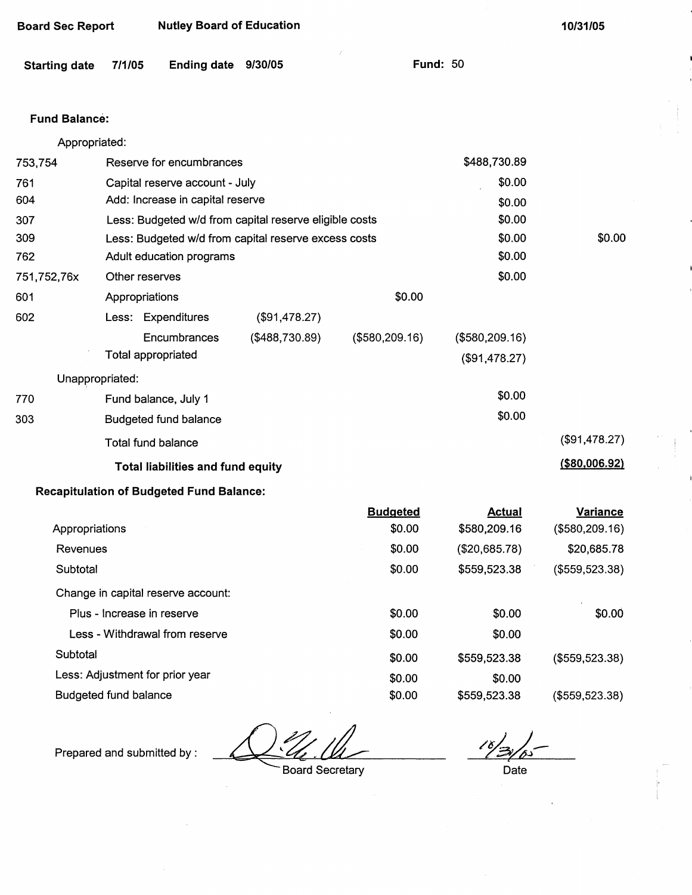Board Sec Report | Nutley Board of Education | 10/31/05

Starting date 7/1/05 | Ending date 9/30/05 | Fund: 50

**Fund Balance:**

| | | | | | |
|---|---|---|---|---|---|
| | Appropriated: | | | | |
| 753,754 | Reserve for encumbrances | | | $488,730.89 | |
| 761 | Capital reserve account - July | | | $0.00 | |
| 604 | Add: Increase in capital reserve | | | $0.00 | |
| 307 | Less: Budgeted w/d from capital reserve eligible costs | | | $0.00 | |
| 309 | Less: Budgeted w/d from capital reserve excess costs | | | $0.00 | $0.00 |
| 762 | Adult education programs | | | $0.00 | |
| 751,752,76x | Other reserves | | | $0.00 | |
| 601 | Appropriations | | $0.00 | | |
| 602 | Less: Expenditures | ($91,478.27) | | | |
| | Encumbrances | ($488,730.89) | ($580,209.16) | ($580,209.16) | |
| | Total appropriated | | | ($91,478.27) | |
| | Unappropriated: | | | | |
| 770 | Fund balance, July 1 | | | $0.00 | |
| 303 | Budgeted fund balance | | | $0.00 | |
| | Total fund balance | | | | ($91,478.27) |
| | **Total liabilities and fund equity** | | | | **($80,006.92)** |

**Recapitulation of Budgeted Fund Balance:**

| | Budgeted | Actual | Variance |
|---|---|---|---|
| Appropriations | $0.00 | $580,209.16 | ($580,209.16) |
| Revenues | $0.00 | ($20,685.78) | $20,685.78 |
| Subtotal | $0.00 | $559,523.38 | ($559,523.38) |
| Change in capital reserve account: | | | |
| Plus - Increase in reserve | $0.00 | $0.00 | $0.00 |
| Less - Withdrawal from reserve | $0.00 | $0.00 | |
| Subtotal | $0.00 | $559,523.38 | ($559,523.38) |
| Less: Adjustment for prior year | $0.00 | $0.00 | |
| Budgeted fund balance | $0.00 | $559,523.38 | ($559,523.38) |

Prepared and submitted by : ____________________ Board Secretary

10/31/05 Date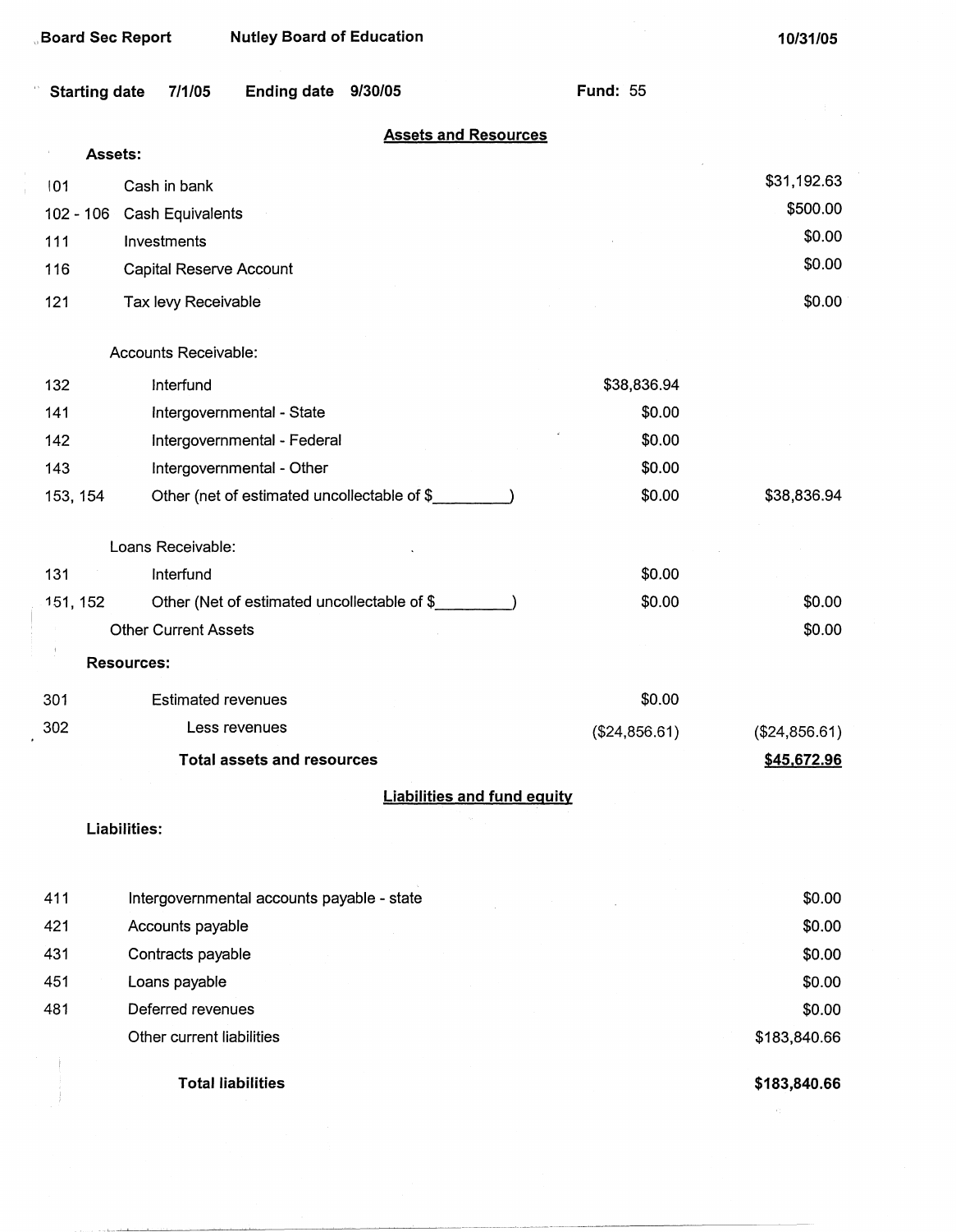Board Sec Report Nutley Board of Education 10/31/05

Starting date 7/1/05 Ending date 9/30/05 Fund: 55

## Assets and Resources

**Assets:**

| | | | |
|---|---|---|---|
| 101 | Cash in bank | | $31,192.63 |
| 102 - 106 | Cash Equivalents | | $500.00 |
| 111 | Investments | | $0.00 |
| 116 | Capital Reserve Account | | $0.00 |
| 121 | Tax levy Receivable | | $0.00 |
| | Accounts Receivable: | | |
| 132 | Interfund | $38,836.94 | |
| 141 | Intergovernmental - State | $0.00 | |
| 142 | Intergovernmental - Federal | $0.00 | |
| 143 | Intergovernmental - Other | $0.00 | |
| 153, 154 | Other (net of estimated uncollectable of $_________) | $0.00 | $38,836.94 |
| | Loans Receivable: | | |
| 131 | Interfund | $0.00 | |
| 151, 152 | Other (Net of estimated uncollectable of $_________) | $0.00 | $0.00 |
| | Other Current Assets | | $0.00 |

**Resources:**

| | | | |
|---|---|---|---|
| 301 | Estimated revenues | $0.00 | |
| 302 | Less revenues | ($24,856.61) | ($24,856.61) |
| | **Total assets and resources** | | **$45,672.96** |

## Liabilities and fund equity

**Liabilities:**

| | | |
|---|---|---|
| 411 | Intergovernmental accounts payable - state | $0.00 |
| 421 | Accounts payable | $0.00 |
| 431 | Contracts payable | $0.00 |
| 451 | Loans payable | $0.00 |
| 481 | Deferred revenues | $0.00 |
| | Other current liabilities | $183,840.66 |
| | **Total liabilities** | **$183,840.66** |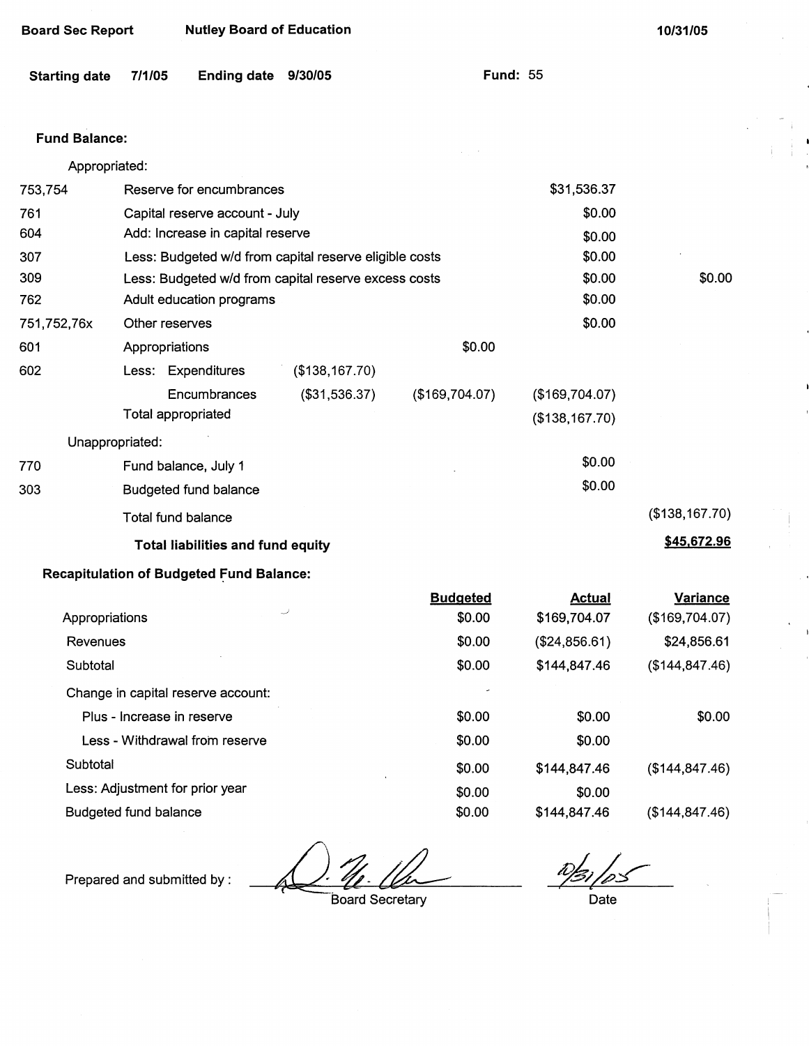Board Sec Report    Nutley Board of Education    10/31/05

Starting date 7/1/05    Ending date 9/30/05    Fund: 55

**Fund Balance:**

| | | | | | |
|---|---|---|---|---|---|
| | Appropriated: | | | | |
| 753,754 | Reserve for encumbrances | | | $31,536.37 | |
| 761 | Capital reserve account - July | | | $0.00 | |
| 604 | Add: Increase in capital reserve | | | $0.00 | |
| 307 | Less: Budgeted w/d from capital reserve eligible costs | | | $0.00 | |
| 309 | Less: Budgeted w/d from capital reserve excess costs | | | $0.00 | $0.00 |
| 762 | Adult education programs | | | $0.00 | |
| 751,752,76x | Other reserves | | | $0.00 | |
| 601 | Appropriations | | $0.00 | | |
| 602 | Less: Expenditures | ($138,167.70) | | | |
| | Encumbrances | ($31,536.37) | ($169,704.07) | ($169,704.07) | |
| | Total appropriated | | | ($138,167.70) | |
| | Unappropriated: | | | | |
| 770 | Fund balance, July 1 | | | $0.00 | |
| 303 | Budgeted fund balance | | | $0.00 | |
| | Total fund balance | | | | ($138,167.70) |
| | **Total liabilities and fund equity** | | | | **$45,672.96** |

**Recapitulation of Budgeted Fund Balance:**

| | Budgeted | Actual | Variance |
|---|---|---|---|
| Appropriations | $0.00 | $169,704.07 | ($169,704.07) |
| Revenues | $0.00 | ($24,856.61) | $24,856.61 |
| Subtotal | $0.00 | $144,847.46 | ($144,847.46) |
| Change in capital reserve account: | | | |
| Plus - Increase in reserve | $0.00 | $0.00 | $0.00 |
| Less - Withdrawal from reserve | $0.00 | $0.00 | |
| Subtotal | $0.00 | $144,847.46 | ($144,847.46) |
| Less: Adjustment for prior year | $0.00 | $0.00 | |
| Budgeted fund balance | $0.00 | $144,847.46 | ($144,847.46) |

Prepared and submitted by : _______________ Board Secretary    10/31/05 Date